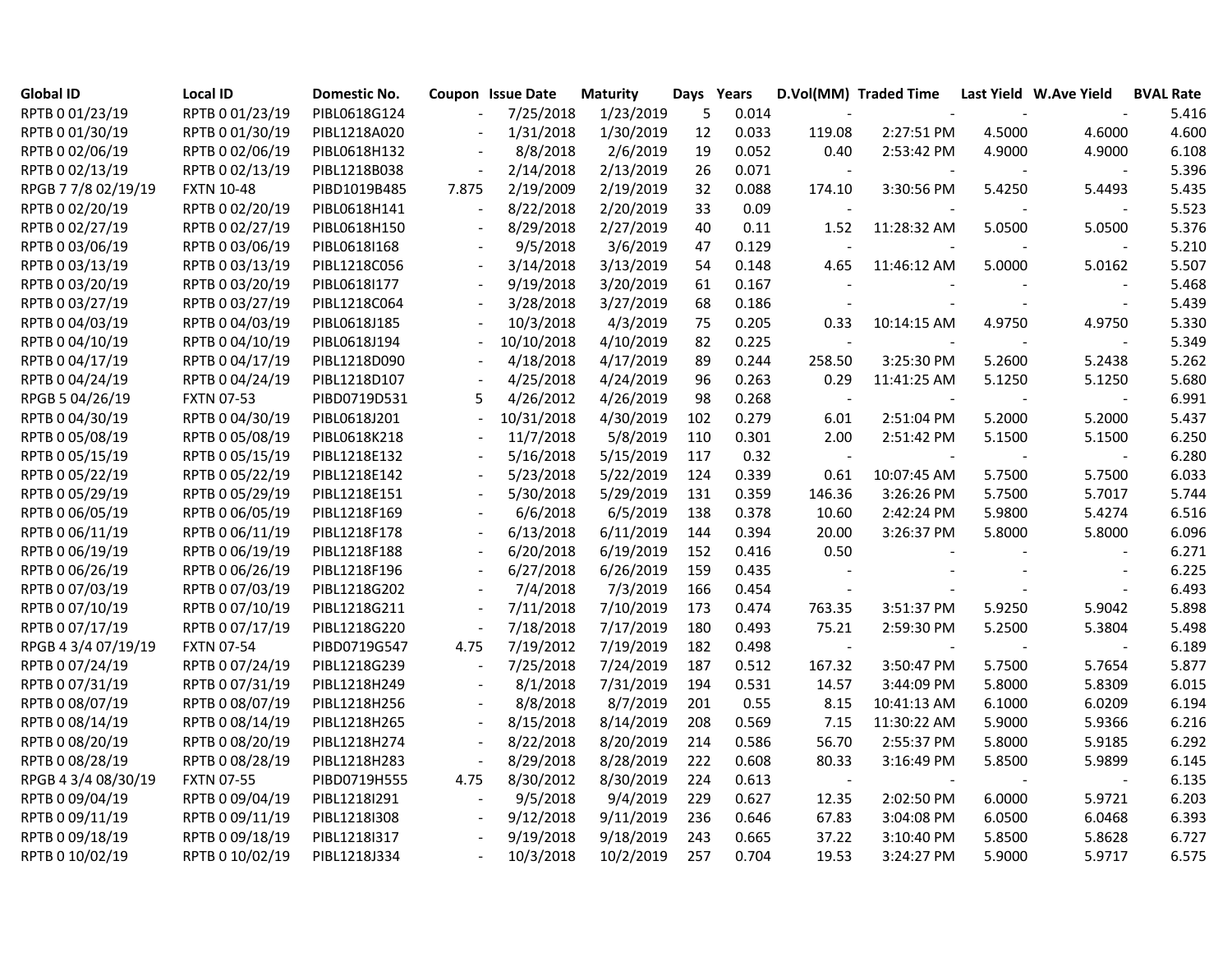| Global ID | Local ID | Domestic No. | Coupon | Issue Date | Maturity | Days | Years | D.Vol(MM) | Traded Time | Last Yield | W.Ave Yield | BVAL Rate |
|---|---|---|---|---|---|---|---|---|---|---|---|---|
| RPTB 0 01/23/19 | RPTB 0 01/23/19 | PIBL0618G124 | - | 7/25/2018 | 1/23/2019 | 5 | 0.014 | - | - | - | - | 5.416 |
| RPTB 0 01/30/19 | RPTB 0 01/30/19 | PIBL1218A020 | - | 1/31/2018 | 1/30/2019 | 12 | 0.033 | 119.08 | 2:27:51 PM | 4.5000 | 4.6000 | 4.600 |
| RPTB 0 02/06/19 | RPTB 0 02/06/19 | PIBL0618H132 | - | 8/8/2018 | 2/6/2019 | 19 | 0.052 | 0.40 | 2:53:42 PM | 4.9000 | 4.9000 | 6.108 |
| RPTB 0 02/13/19 | RPTB 0 02/13/19 | PIBL1218B038 | - | 2/14/2018 | 2/13/2019 | 26 | 0.071 | - | - | - | - | 5.396 |
| RPGB 7 7/8 02/19/19 | FXTN 10-48 | PIBD1019B485 | 7.875 | 2/19/2009 | 2/19/2019 | 32 | 0.088 | 174.10 | 3:30:56 PM | 5.4250 | 5.4493 | 5.435 |
| RPTB 0 02/20/19 | RPTB 0 02/20/19 | PIBL0618H141 | - | 8/22/2018 | 2/20/2019 | 33 | 0.09 | - | - | - | - | 5.523 |
| RPTB 0 02/27/19 | RPTB 0 02/27/19 | PIBL0618H150 | - | 8/29/2018 | 2/27/2019 | 40 | 0.11 | 1.52 | 11:28:32 AM | 5.0500 | 5.0500 | 5.376 |
| RPTB 0 03/06/19 | RPTB 0 03/06/19 | PIBL0618I168 | - | 9/5/2018 | 3/6/2019 | 47 | 0.129 | - | - | - | - | 5.210 |
| RPTB 0 03/13/19 | RPTB 0 03/13/19 | PIBL1218C056 | - | 3/14/2018 | 3/13/2019 | 54 | 0.148 | 4.65 | 11:46:12 AM | 5.0000 | 5.0162 | 5.507 |
| RPTB 0 03/20/19 | RPTB 0 03/20/19 | PIBL0618I177 | - | 9/19/2018 | 3/20/2019 | 61 | 0.167 | - | - | - | - | 5.468 |
| RPTB 0 03/27/19 | RPTB 0 03/27/19 | PIBL1218C064 | - | 3/28/2018 | 3/27/2019 | 68 | 0.186 | - | - | - | - | 5.439 |
| RPTB 0 04/03/19 | RPTB 0 04/03/19 | PIBL0618J185 | - | 10/3/2018 | 4/3/2019 | 75 | 0.205 | 0.33 | 10:14:15 AM | 4.9750 | 4.9750 | 5.330 |
| RPTB 0 04/10/19 | RPTB 0 04/10/19 | PIBL0618J194 | - | 10/10/2018 | 4/10/2019 | 82 | 0.225 | - | - | - | - | 5.349 |
| RPTB 0 04/17/19 | RPTB 0 04/17/19 | PIBL1218D090 | - | 4/18/2018 | 4/17/2019 | 89 | 0.244 | 258.50 | 3:25:30 PM | 5.2600 | 5.2438 | 5.262 |
| RPTB 0 04/24/19 | RPTB 0 04/24/19 | PIBL1218D107 | - | 4/25/2018 | 4/24/2019 | 96 | 0.263 | 0.29 | 11:41:25 AM | 5.1250 | 5.1250 | 5.680 |
| RPGB 5 04/26/19 | FXTN 07-53 | PIBD0719D531 | 5 | 4/26/2012 | 4/26/2019 | 98 | 0.268 | - | - | - | - | 6.991 |
| RPTB 0 04/30/19 | RPTB 0 04/30/19 | PIBL0618J201 | - | 10/31/2018 | 4/30/2019 | 102 | 0.279 | 6.01 | 2:51:04 PM | 5.2000 | 5.2000 | 5.437 |
| RPTB 0 05/08/19 | RPTB 0 05/08/19 | PIBL0618K218 | - | 11/7/2018 | 5/8/2019 | 110 | 0.301 | 2.00 | 2:51:42 PM | 5.1500 | 5.1500 | 6.250 |
| RPTB 0 05/15/19 | RPTB 0 05/15/19 | PIBL1218E132 | - | 5/16/2018 | 5/15/2019 | 117 | 0.32 | - | - | - | - | 6.280 |
| RPTB 0 05/22/19 | RPTB 0 05/22/19 | PIBL1218E142 | - | 5/23/2018 | 5/22/2019 | 124 | 0.339 | 0.61 | 10:07:45 AM | 5.7500 | 5.7500 | 6.033 |
| RPTB 0 05/29/19 | RPTB 0 05/29/19 | PIBL1218E151 | - | 5/30/2018 | 5/29/2019 | 131 | 0.359 | 146.36 | 3:26:26 PM | 5.7500 | 5.7017 | 5.744 |
| RPTB 0 06/05/19 | RPTB 0 06/05/19 | PIBL1218F169 | - | 6/6/2018 | 6/5/2019 | 138 | 0.378 | 10.60 | 2:42:24 PM | 5.9800 | 5.4274 | 6.516 |
| RPTB 0 06/11/19 | RPTB 0 06/11/19 | PIBL1218F178 | - | 6/13/2018 | 6/11/2019 | 144 | 0.394 | 20.00 | 3:26:37 PM | 5.8000 | 5.8000 | 6.096 |
| RPTB 0 06/19/19 | RPTB 0 06/19/19 | PIBL1218F188 | - | 6/20/2018 | 6/19/2019 | 152 | 0.416 | 0.50 | | - | - | 6.271 |
| RPTB 0 06/26/19 | RPTB 0 06/26/19 | PIBL1218F196 | - | 6/27/2018 | 6/26/2019 | 159 | 0.435 | - | - | - | - | 6.225 |
| RPTB 0 07/03/19 | RPTB 0 07/03/19 | PIBL1218G202 | - | 7/4/2018 | 7/3/2019 | 166 | 0.454 | - | - | - | - | 6.493 |
| RPTB 0 07/10/19 | RPTB 0 07/10/19 | PIBL1218G211 | - | 7/11/2018 | 7/10/2019 | 173 | 0.474 | 763.35 | 3:51:37 PM | 5.9250 | 5.9042 | 5.898 |
| RPTB 0 07/17/19 | RPTB 0 07/17/19 | PIBL1218G220 | - | 7/18/2018 | 7/17/2019 | 180 | 0.493 | 75.21 | 2:59:30 PM | 5.2500 | 5.3804 | 5.498 |
| RPGB 4 3/4 07/19/19 | FXTN 07-54 | PIBD0719G547 | 4.75 | 7/19/2012 | 7/19/2019 | 182 | 0.498 | - | - | - | - | 6.189 |
| RPTB 0 07/24/19 | RPTB 0 07/24/19 | PIBL1218G239 | - | 7/25/2018 | 7/24/2019 | 187 | 0.512 | 167.32 | 3:50:47 PM | 5.7500 | 5.7654 | 5.877 |
| RPTB 0 07/31/19 | RPTB 0 07/31/19 | PIBL1218H249 | - | 8/1/2018 | 7/31/2019 | 194 | 0.531 | 14.57 | 3:44:09 PM | 5.8000 | 5.8309 | 6.015 |
| RPTB 0 08/07/19 | RPTB 0 08/07/19 | PIBL1218H256 | - | 8/8/2018 | 8/7/2019 | 201 | 0.55 | 8.15 | 10:41:13 AM | 6.1000 | 6.0209 | 6.194 |
| RPTB 0 08/14/19 | RPTB 0 08/14/19 | PIBL1218H265 | - | 8/15/2018 | 8/14/2019 | 208 | 0.569 | 7.15 | 11:30:22 AM | 5.9000 | 5.9366 | 6.216 |
| RPTB 0 08/20/19 | RPTB 0 08/20/19 | PIBL1218H274 | - | 8/22/2018 | 8/20/2019 | 214 | 0.586 | 56.70 | 2:55:37 PM | 5.8000 | 5.9185 | 6.292 |
| RPTB 0 08/28/19 | RPTB 0 08/28/19 | PIBL1218H283 | - | 8/29/2018 | 8/28/2019 | 222 | 0.608 | 80.33 | 3:16:49 PM | 5.8500 | 5.9899 | 6.145 |
| RPGB 4 3/4 08/30/19 | FXTN 07-55 | PIBD0719H555 | 4.75 | 8/30/2012 | 8/30/2019 | 224 | 0.613 | - | - | - | - | 6.135 |
| RPTB 0 09/04/19 | RPTB 0 09/04/19 | PIBL1218I291 | - | 9/5/2018 | 9/4/2019 | 229 | 0.627 | 12.35 | 2:02:50 PM | 6.0000 | 5.9721 | 6.203 |
| RPTB 0 09/11/19 | RPTB 0 09/11/19 | PIBL1218I308 | - | 9/12/2018 | 9/11/2019 | 236 | 0.646 | 67.83 | 3:04:08 PM | 6.0500 | 6.0468 | 6.393 |
| RPTB 0 09/18/19 | RPTB 0 09/18/19 | PIBL1218I317 | - | 9/19/2018 | 9/18/2019 | 243 | 0.665 | 37.22 | 3:10:40 PM | 5.8500 | 5.8628 | 6.727 |
| RPTB 0 10/02/19 | RPTB 0 10/02/19 | PIBL1218J334 | - | 10/3/2018 | 10/2/2019 | 257 | 0.704 | 19.53 | 3:24:27 PM | 5.9000 | 5.9717 | 6.575 |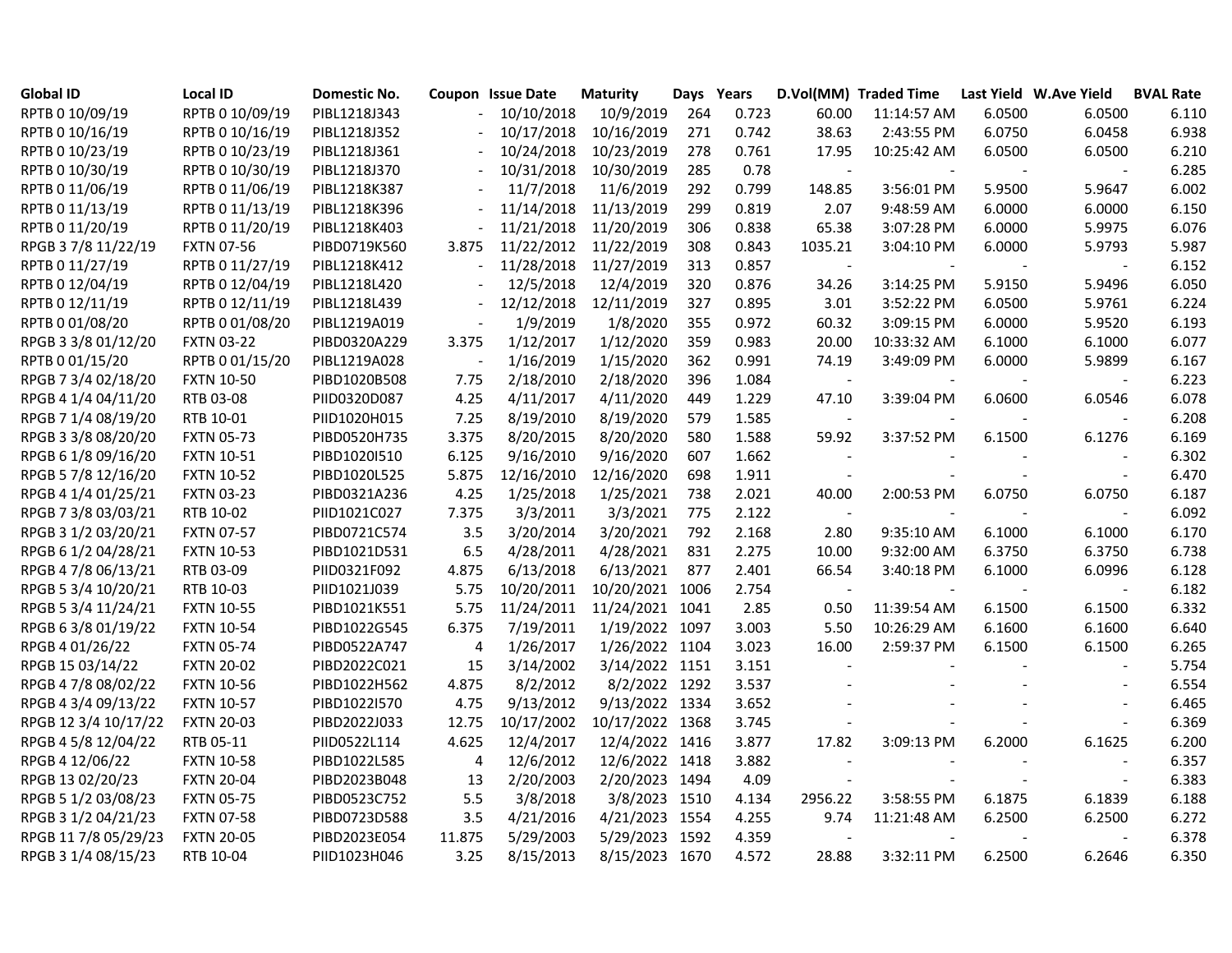| Global ID | Local ID | Domestic No. | Coupon | Issue Date | Maturity | Days | Years | D.Vol(MM) | Traded Time | Last Yield | W.Ave Yield | BVAL Rate |
|---|---|---|---|---|---|---|---|---|---|---|---|---|
| RPTB 0 10/09/19 | RPTB 0 10/09/19 | PIBL1218J343 | - | 10/10/2018 | 10/9/2019 | 264 | 0.723 | 60.00 | 11:14:57 AM | 6.0500 | 6.0500 | 6.110 |
| RPTB 0 10/16/19 | RPTB 0 10/16/19 | PIBL1218J352 | - | 10/17/2018 | 10/16/2019 | 271 | 0.742 | 38.63 | 2:43:55 PM | 6.0750 | 6.0458 | 6.938 |
| RPTB 0 10/23/19 | RPTB 0 10/23/19 | PIBL1218J361 | - | 10/24/2018 | 10/23/2019 | 278 | 0.761 | 17.95 | 10:25:42 AM | 6.0500 | 6.0500 | 6.210 |
| RPTB 0 10/30/19 | RPTB 0 10/30/19 | PIBL1218J370 | - | 10/31/2018 | 10/30/2019 | 285 | 0.78 | - | - | - | - | 6.285 |
| RPTB 0 11/06/19 | RPTB 0 11/06/19 | PIBL1218K387 | - | 11/7/2018 | 11/6/2019 | 292 | 0.799 | 148.85 | 3:56:01 PM | 5.9500 | 5.9647 | 6.002 |
| RPTB 0 11/13/19 | RPTB 0 11/13/19 | PIBL1218K396 | - | 11/14/2018 | 11/13/2019 | 299 | 0.819 | 2.07 | 9:48:59 AM | 6.0000 | 6.0000 | 6.150 |
| RPTB 0 11/20/19 | RPTB 0 11/20/19 | PIBL1218K403 | - | 11/21/2018 | 11/20/2019 | 306 | 0.838 | 65.38 | 3:07:28 PM | 6.0000 | 5.9975 | 6.076 |
| RPGB 3 7/8 11/22/19 | FXTN 07-56 | PIBD0719K560 | 3.875 | 11/22/2012 | 11/22/2019 | 308 | 0.843 | 1035.21 | 3:04:10 PM | 6.0000 | 5.9793 | 5.987 |
| RPTB 0 11/27/19 | RPTB 0 11/27/19 | PIBL1218K412 | - | 11/28/2018 | 11/27/2019 | 313 | 0.857 | - | - | - | - | 6.152 |
| RPTB 0 12/04/19 | RPTB 0 12/04/19 | PIBL1218L420 | - | 12/5/2018 | 12/4/2019 | 320 | 0.876 | 34.26 | 3:14:25 PM | 5.9150 | 5.9496 | 6.050 |
| RPTB 0 12/11/19 | RPTB 0 12/11/19 | PIBL1218L439 | - | 12/12/2018 | 12/11/2019 | 327 | 0.895 | 3.01 | 3:52:22 PM | 6.0500 | 5.9761 | 6.224 |
| RPTB 0 01/08/20 | RPTB 0 01/08/20 | PIBL1219A019 | - | 1/9/2019 | 1/8/2020 | 355 | 0.972 | 60.32 | 3:09:15 PM | 6.0000 | 5.9520 | 6.193 |
| RPGB 3 3/8 01/12/20 | FXTN 03-22 | PIBD0320A229 | 3.375 | 1/12/2017 | 1/12/2020 | 359 | 0.983 | 20.00 | 10:33:32 AM | 6.1000 | 6.1000 | 6.077 |
| RPTB 0 01/15/20 | RPTB 0 01/15/20 | PIBL1219A028 | - | 1/16/2019 | 1/15/2020 | 362 | 0.991 | 74.19 | 3:49:09 PM | 6.0000 | 5.9899 | 6.167 |
| RPGB 7 3/4 02/18/20 | FXTN 10-50 | PIBD1020B508 | 7.75 | 2/18/2010 | 2/18/2020 | 396 | 1.084 | - | - | - | - | 6.223 |
| RPGB 4 1/4 04/11/20 | RTB 03-08 | PIID0320D087 | 4.25 | 4/11/2017 | 4/11/2020 | 449 | 1.229 | 47.10 | 3:39:04 PM | 6.0600 | 6.0546 | 6.078 |
| RPGB 7 1/4 08/19/20 | RTB 10-01 | PIID1020H015 | 7.25 | 8/19/2010 | 8/19/2020 | 579 | 1.585 | - | - | - | - | 6.208 |
| RPGB 3 3/8 08/20/20 | FXTN 05-73 | PIBD0520H735 | 3.375 | 8/20/2015 | 8/20/2020 | 580 | 1.588 | 59.92 | 3:37:52 PM | 6.1500 | 6.1276 | 6.169 |
| RPGB 6 1/8 09/16/20 | FXTN 10-51 | PIBD1020I510 | 6.125 | 9/16/2010 | 9/16/2020 | 607 | 1.662 | - | - | - | - | 6.302 |
| RPGB 5 7/8 12/16/20 | FXTN 10-52 | PIBD1020L525 | 5.875 | 12/16/2010 | 12/16/2020 | 698 | 1.911 | - | - | - | - | 6.470 |
| RPGB 4 1/4 01/25/21 | FXTN 03-23 | PIBD0321A236 | 4.25 | 1/25/2018 | 1/25/2021 | 738 | 2.021 | 40.00 | 2:00:53 PM | 6.0750 | 6.0750 | 6.187 |
| RPGB 7 3/8 03/03/21 | RTB 10-02 | PIID1021C027 | 7.375 | 3/3/2011 | 3/3/2021 | 775 | 2.122 | - | - | - | - | 6.092 |
| RPGB 3 1/2 03/20/21 | FXTN 07-57 | PIBD0721C574 | 3.5 | 3/20/2014 | 3/20/2021 | 792 | 2.168 | 2.80 | 9:35:10 AM | 6.1000 | 6.1000 | 6.170 |
| RPGB 6 1/2 04/28/21 | FXTN 10-53 | PIBD1021D531 | 6.5 | 4/28/2011 | 4/28/2021 | 831 | 2.275 | 10.00 | 9:32:00 AM | 6.3750 | 6.3750 | 6.738 |
| RPGB 4 7/8 06/13/21 | RTB 03-09 | PIID0321F092 | 4.875 | 6/13/2018 | 6/13/2021 | 877 | 2.401 | 66.54 | 3:40:18 PM | 6.1000 | 6.0996 | 6.128 |
| RPGB 5 3/4 10/20/21 | RTB 10-03 | PIID1021J039 | 5.75 | 10/20/2011 | 10/20/2021 | 1006 | 2.754 | - | - | - | - | 6.182 |
| RPGB 5 3/4 11/24/21 | FXTN 10-55 | PIBD1021K551 | 5.75 | 11/24/2011 | 11/24/2021 | 1041 | 2.85 | 0.50 | 11:39:54 AM | 6.1500 | 6.1500 | 6.332 |
| RPGB 6 3/8 01/19/22 | FXTN 10-54 | PIBD1022G545 | 6.375 | 7/19/2011 | 1/19/2022 | 1097 | 3.003 | 5.50 | 10:26:29 AM | 6.1600 | 6.1600 | 6.640 |
| RPGB 4 01/26/22 | FXTN 05-74 | PIBD0522A747 | 4 | 1/26/2017 | 1/26/2022 | 1104 | 3.023 | 16.00 | 2:59:37 PM | 6.1500 | 6.1500 | 6.265 |
| RPGB 15 03/14/22 | FXTN 20-02 | PIBD2022C021 | 15 | 3/14/2002 | 3/14/2022 | 1151 | 3.151 | - | - | - | - | 5.754 |
| RPGB 4 7/8 08/02/22 | FXTN 10-56 | PIBD1022H562 | 4.875 | 8/2/2012 | 8/2/2022 | 1292 | 3.537 | - | - | - | - | 6.554 |
| RPGB 4 3/4 09/13/22 | FXTN 10-57 | PIBD1022I570 | 4.75 | 9/13/2012 | 9/13/2022 | 1334 | 3.652 | - | - | - | - | 6.465 |
| RPGB 12 3/4 10/17/22 | FXTN 20-03 | PIBD2022J033 | 12.75 | 10/17/2002 | 10/17/2022 | 1368 | 3.745 | - | - | - | - | 6.369 |
| RPGB 4 5/8 12/04/22 | RTB 05-11 | PIID0522L114 | 4.625 | 12/4/2017 | 12/4/2022 | 1416 | 3.877 | 17.82 | 3:09:13 PM | 6.2000 | 6.1625 | 6.200 |
| RPGB 4 12/06/22 | FXTN 10-58 | PIBD1022L585 | 4 | 12/6/2012 | 12/6/2022 | 1418 | 3.882 | - | - | - | - | 6.357 |
| RPGB 13 02/20/23 | FXTN 20-04 | PIBD2023B048 | 13 | 2/20/2003 | 2/20/2023 | 1494 | 4.09 | - | - | - | - | 6.383 |
| RPGB 5 1/2 03/08/23 | FXTN 05-75 | PIBD0523C752 | 5.5 | 3/8/2018 | 3/8/2023 | 1510 | 4.134 | 2956.22 | 3:58:55 PM | 6.1875 | 6.1839 | 6.188 |
| RPGB 3 1/2 04/21/23 | FXTN 07-58 | PIBD0723D588 | 3.5 | 4/21/2016 | 4/21/2023 | 1554 | 4.255 | 9.74 | 11:21:48 AM | 6.2500 | 6.2500 | 6.272 |
| RPGB 11 7/8 05/29/23 | FXTN 20-05 | PIBD2023E054 | 11.875 | 5/29/2003 | 5/29/2023 | 1592 | 4.359 | - | - | - | - | 6.378 |
| RPGB 3 1/4 08/15/23 | RTB 10-04 | PIID1023H046 | 3.25 | 8/15/2013 | 8/15/2023 | 1670 | 4.572 | 28.88 | 3:32:11 PM | 6.2500 | 6.2646 | 6.350 |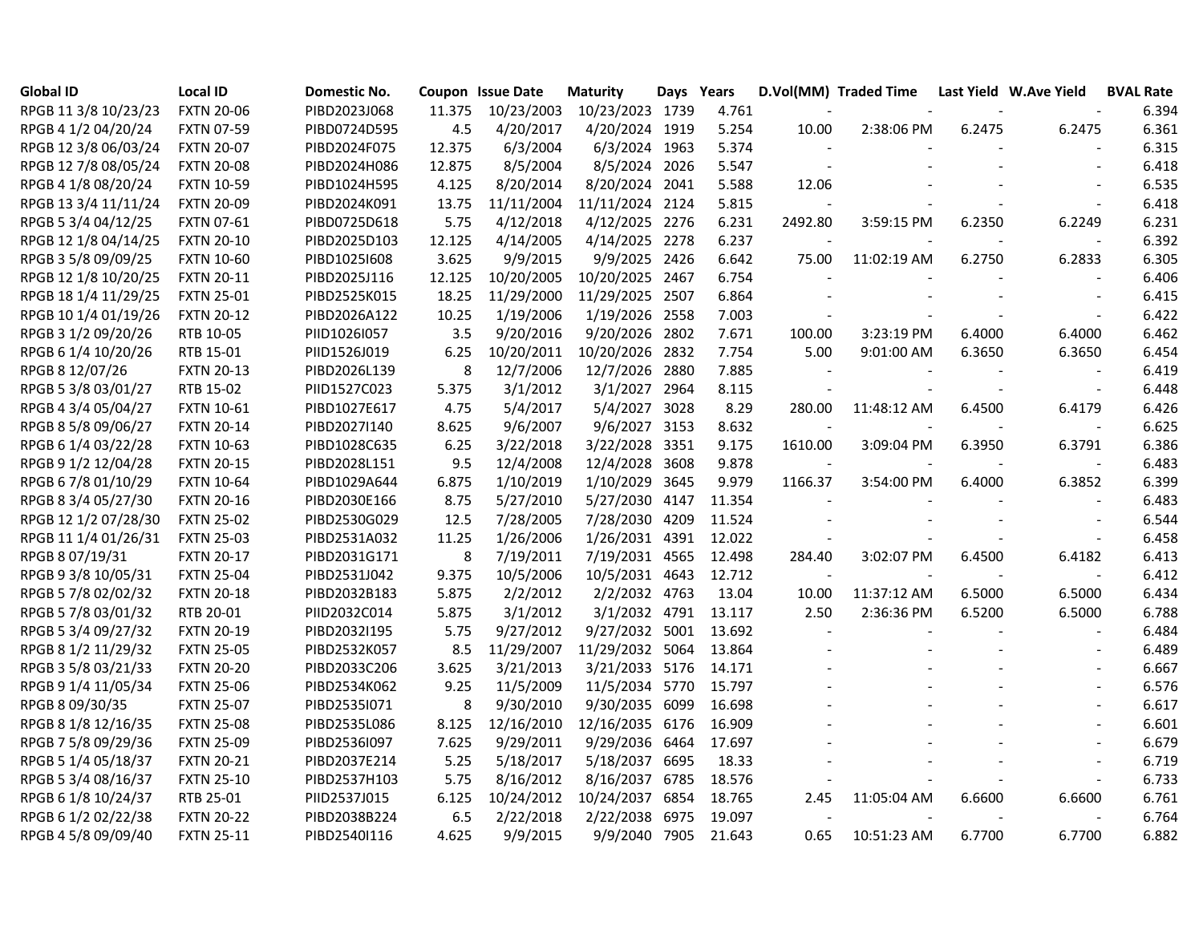| Global ID | Local ID | Domestic No. | Coupon | Issue Date | Maturity | Days | Years | D.Vol(MM) | Traded Time | Last Yield | W.Ave Yield | BVAL Rate |
|---|---|---|---|---|---|---|---|---|---|---|---|---|
| RPGB 11 3/8 10/23/23 | FXTN 20-06 | PIBD2023J068 | 11.375 | 10/23/2003 | 10/23/2023 | 1739 | 4.761 | - | - | - | - | 6.394 |
| RPGB 4 1/2 04/20/24 | FXTN 07-59 | PIBD0724D595 | 4.5 | 4/20/2017 | 4/20/2024 | 1919 | 5.254 | 10.00 | 2:38:06 PM | 6.2475 | 6.2475 | 6.361 |
| RPGB 12 3/8 06/03/24 | FXTN 20-07 | PIBD2024F075 | 12.375 | 6/3/2004 | 6/3/2024 | 1963 | 5.374 | - | - | - | - | 6.315 |
| RPGB 12 7/8 08/05/24 | FXTN 20-08 | PIBD2024H086 | 12.875 | 8/5/2004 | 8/5/2024 | 2026 | 5.547 | - | - | - | - | 6.418 |
| RPGB 4 1/8 08/20/24 | FXTN 10-59 | PIBD1024H595 | 4.125 | 8/20/2014 | 8/20/2024 | 2041 | 5.588 | 12.06 | - | - | - | 6.535 |
| RPGB 13 3/4 11/11/24 | FXTN 20-09 | PIBD2024K091 | 13.75 | 11/11/2004 | 11/11/2024 | 2124 | 5.815 | - | - | - | - | 6.418 |
| RPGB 5 3/4 04/12/25 | FXTN 07-61 | PIBD0725D618 | 5.75 | 4/12/2018 | 4/12/2025 | 2276 | 6.231 | 2492.80 | 3:59:15 PM | 6.2350 | 6.2249 | 6.231 |
| RPGB 12 1/8 04/14/25 | FXTN 20-10 | PIBD2025D103 | 12.125 | 4/14/2005 | 4/14/2025 | 2278 | 6.237 | - | - | - | - | 6.392 |
| RPGB 3 5/8 09/09/25 | FXTN 10-60 | PIBD1025I608 | 3.625 | 9/9/2015 | 9/9/2025 | 2426 | 6.642 | 75.00 | 11:02:19 AM | 6.2750 | 6.2833 | 6.305 |
| RPGB 12 1/8 10/20/25 | FXTN 20-11 | PIBD2025J116 | 12.125 | 10/20/2005 | 10/20/2025 | 2467 | 6.754 | - | - | - | - | 6.406 |
| RPGB 18 1/4 11/29/25 | FXTN 25-01 | PIBD2525K015 | 18.25 | 11/29/2000 | 11/29/2025 | 2507 | 6.864 | - | - | - | - | 6.415 |
| RPGB 10 1/4 01/19/26 | FXTN 20-12 | PIBD2026A122 | 10.25 | 1/19/2006 | 1/19/2026 | 2558 | 7.003 | - | - | - | - | 6.422 |
| RPGB 3 1/2 09/20/26 | RTB 10-05 | PIID1026I057 | 3.5 | 9/20/2016 | 9/20/2026 | 2802 | 7.671 | 100.00 | 3:23:19 PM | 6.4000 | 6.4000 | 6.462 |
| RPGB 6 1/4 10/20/26 | RTB 15-01 | PIID1526J019 | 6.25 | 10/20/2011 | 10/20/2026 | 2832 | 7.754 | 5.00 | 9:01:00 AM | 6.3650 | 6.3650 | 6.454 |
| RPGB 8 12/07/26 | FXTN 20-13 | PIBD2026L139 | 8 | 12/7/2006 | 12/7/2026 | 2880 | 7.885 | - | - | - | - | 6.419 |
| RPGB 5 3/8 03/01/27 | RTB 15-02 | PIID1527C023 | 5.375 | 3/1/2012 | 3/1/2027 | 2964 | 8.115 | - | - | - | - | 6.448 |
| RPGB 4 3/4 05/04/27 | FXTN 10-61 | PIBD1027E617 | 4.75 | 5/4/2017 | 5/4/2027 | 3028 | 8.29 | 280.00 | 11:48:12 AM | 6.4500 | 6.4179 | 6.426 |
| RPGB 8 5/8 09/06/27 | FXTN 20-14 | PIBD2027I140 | 8.625 | 9/6/2007 | 9/6/2027 | 3153 | 8.632 | - | - | - | - | 6.625 |
| RPGB 6 1/4 03/22/28 | FXTN 10-63 | PIBD1028C635 | 6.25 | 3/22/2018 | 3/22/2028 | 3351 | 9.175 | 1610.00 | 3:09:04 PM | 6.3950 | 6.3791 | 6.386 |
| RPGB 9 1/2 12/04/28 | FXTN 20-15 | PIBD2028L151 | 9.5 | 12/4/2008 | 12/4/2028 | 3608 | 9.878 | - | - | - | - | 6.483 |
| RPGB 6 7/8 01/10/29 | FXTN 10-64 | PIBD1029A644 | 6.875 | 1/10/2019 | 1/10/2029 | 3645 | 9.979 | 1166.37 | 3:54:00 PM | 6.4000 | 6.3852 | 6.399 |
| RPGB 8 3/4 05/27/30 | FXTN 20-16 | PIBD2030E166 | 8.75 | 5/27/2010 | 5/27/2030 | 4147 | 11.354 | - | - | - | - | 6.483 |
| RPGB 12 1/2 07/28/30 | FXTN 25-02 | PIBD2530G029 | 12.5 | 7/28/2005 | 7/28/2030 | 4209 | 11.524 | - | - | - | - | 6.544 |
| RPGB 11 1/4 01/26/31 | FXTN 25-03 | PIBD2531A032 | 11.25 | 1/26/2006 | 1/26/2031 | 4391 | 12.022 | - | - | - | - | 6.458 |
| RPGB 8 07/19/31 | FXTN 20-17 | PIBD2031G171 | 8 | 7/19/2011 | 7/19/2031 | 4565 | 12.498 | 284.40 | 3:02:07 PM | 6.4500 | 6.4182 | 6.413 |
| RPGB 9 3/8 10/05/31 | FXTN 25-04 | PIBD2531J042 | 9.375 | 10/5/2006 | 10/5/2031 | 4643 | 12.712 | - | - | - | - | 6.412 |
| RPGB 5 7/8 02/02/32 | FXTN 20-18 | PIBD2032B183 | 5.875 | 2/2/2012 | 2/2/2032 | 4763 | 13.04 | 10.00 | 11:37:12 AM | 6.5000 | 6.5000 | 6.434 |
| RPGB 5 7/8 03/01/32 | RTB 20-01 | PIID2032C014 | 5.875 | 3/1/2012 | 3/1/2032 | 4791 | 13.117 | 2.50 | 2:36:36 PM | 6.5200 | 6.5000 | 6.788 |
| RPGB 5 3/4 09/27/32 | FXTN 20-19 | PIBD2032I195 | 5.75 | 9/27/2012 | 9/27/2032 | 5001 | 13.692 | - | - | - | - | 6.484 |
| RPGB 8 1/2 11/29/32 | FXTN 25-05 | PIBD2532K057 | 8.5 | 11/29/2007 | 11/29/2032 | 5064 | 13.864 | - | - | - | - | 6.489 |
| RPGB 3 5/8 03/21/33 | FXTN 20-20 | PIBD2033C206 | 3.625 | 3/21/2013 | 3/21/2033 | 5176 | 14.171 | - | - | - | - | 6.667 |
| RPGB 9 1/4 11/05/34 | FXTN 25-06 | PIBD2534K062 | 9.25 | 11/5/2009 | 11/5/2034 | 5770 | 15.797 | - | - | - | - | 6.576 |
| RPGB 8 09/30/35 | FXTN 25-07 | PIBD2535I071 | 8 | 9/30/2010 | 9/30/2035 | 6099 | 16.698 | - | - | - | - | 6.617 |
| RPGB 8 1/8 12/16/35 | FXTN 25-08 | PIBD2535L086 | 8.125 | 12/16/2010 | 12/16/2035 | 6176 | 16.909 | - | - | - | - | 6.601 |
| RPGB 7 5/8 09/29/36 | FXTN 25-09 | PIBD2536I097 | 7.625 | 9/29/2011 | 9/29/2036 | 6464 | 17.697 | - | - | - | - | 6.679 |
| RPGB 5 1/4 05/18/37 | FXTN 20-21 | PIBD2037E214 | 5.25 | 5/18/2017 | 5/18/2037 | 6695 | 18.33 | - | - | - | - | 6.719 |
| RPGB 5 3/4 08/16/37 | FXTN 25-10 | PIBD2537H103 | 5.75 | 8/16/2012 | 8/16/2037 | 6785 | 18.576 | - | - | - | - | 6.733 |
| RPGB 6 1/8 10/24/37 | RTB 25-01 | PIID2537J015 | 6.125 | 10/24/2012 | 10/24/2037 | 6854 | 18.765 | 2.45 | 11:05:04 AM | 6.6600 | 6.6600 | 6.761 |
| RPGB 6 1/2 02/22/38 | FXTN 20-22 | PIBD2038B224 | 6.5 | 2/22/2018 | 2/22/2038 | 6975 | 19.097 | - | - | - | - | 6.764 |
| RPGB 4 5/8 09/09/40 | FXTN 25-11 | PIBD2540I116 | 4.625 | 9/9/2015 | 9/9/2040 | 7905 | 21.643 | 0.65 | 10:51:23 AM | 6.7700 | 6.7700 | 6.882 |